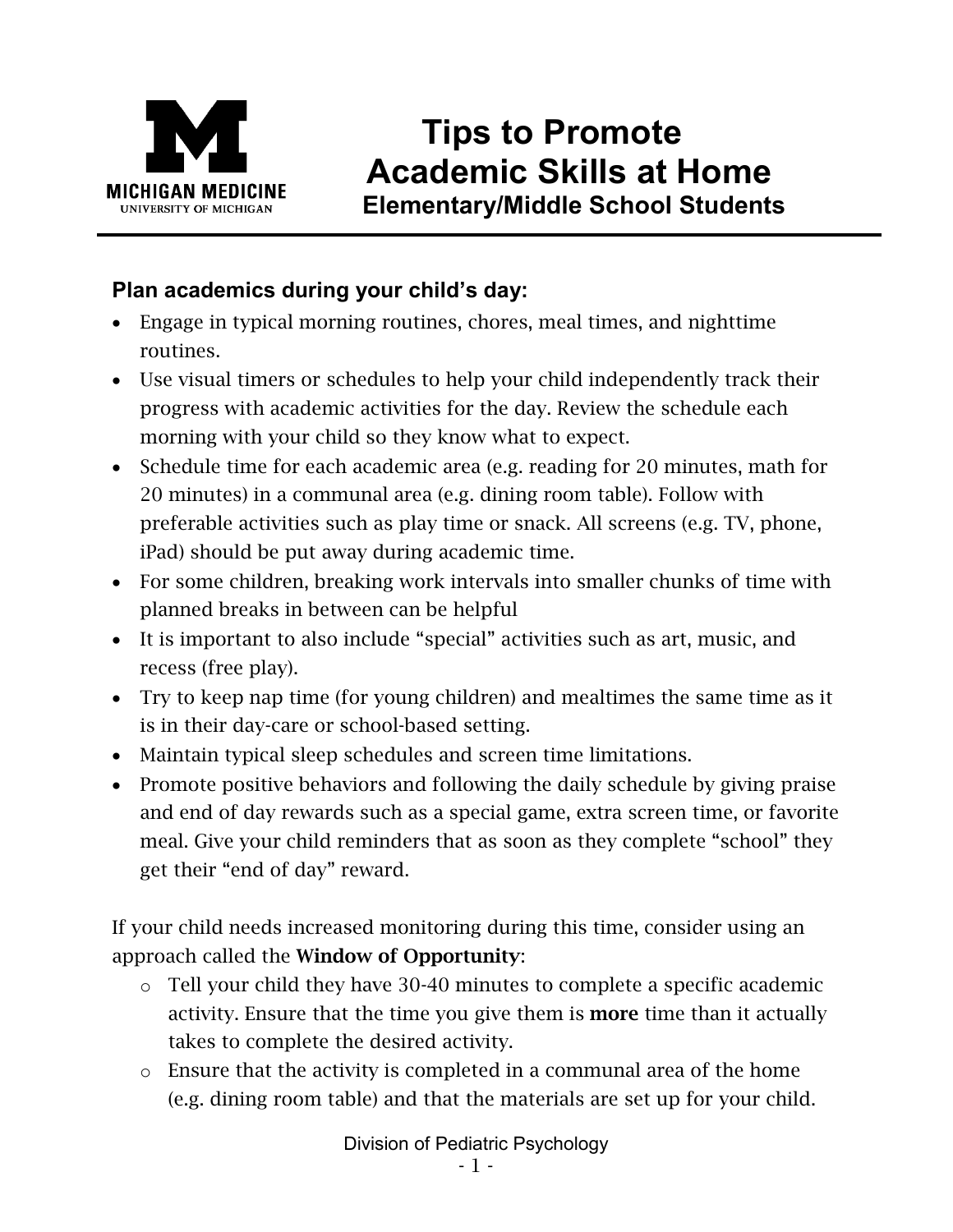MICHIGAN MEDICINE
UNIVERSITY OF MICHIGAN

# Tips to Promote Academic Skills at Home

## Elementary/Middle School Students

### Plan academics during your child's day:

- Engage in typical morning routines, chores, meal times, and nighttime routines.
- Use visual timers or schedules to help your child independently track their progress with academic activities for the day. Review the schedule each morning with your child so they know what to expect.
- Schedule time for each academic area (e.g. reading for 20 minutes, math for 20 minutes) in a communal area (e.g. dining room table). Follow with preferable activities such as play time or snack. All screens (e.g. TV, phone, iPad) should be put away during academic time.
- For some children, breaking work intervals into smaller chunks of time with planned breaks in between can be helpful
- It is important to also include "special" activities such as art, music, and recess (free play).
- Try to keep nap time (for young children) and mealtimes the same time as it is in their day-care or school-based setting.
- Maintain typical sleep schedules and screen time limitations.
- Promote positive behaviors and following the daily schedule by giving praise and end of day rewards such as a special game, extra screen time, or favorite meal. Give your child reminders that as soon as they complete "school" they get their "end of day" reward.

If your child needs increased monitoring during this time, consider using an approach called the **Window of Opportunity**:

- Tell your child they have 30-40 minutes to complete a specific academic activity. Ensure that the time you give them is **more** time than it actually takes to complete the desired activity.
- Ensure that the activity is completed in a communal area of the home (e.g. dining room table) and that the materials are set up for your child.

Division of Pediatric Psychology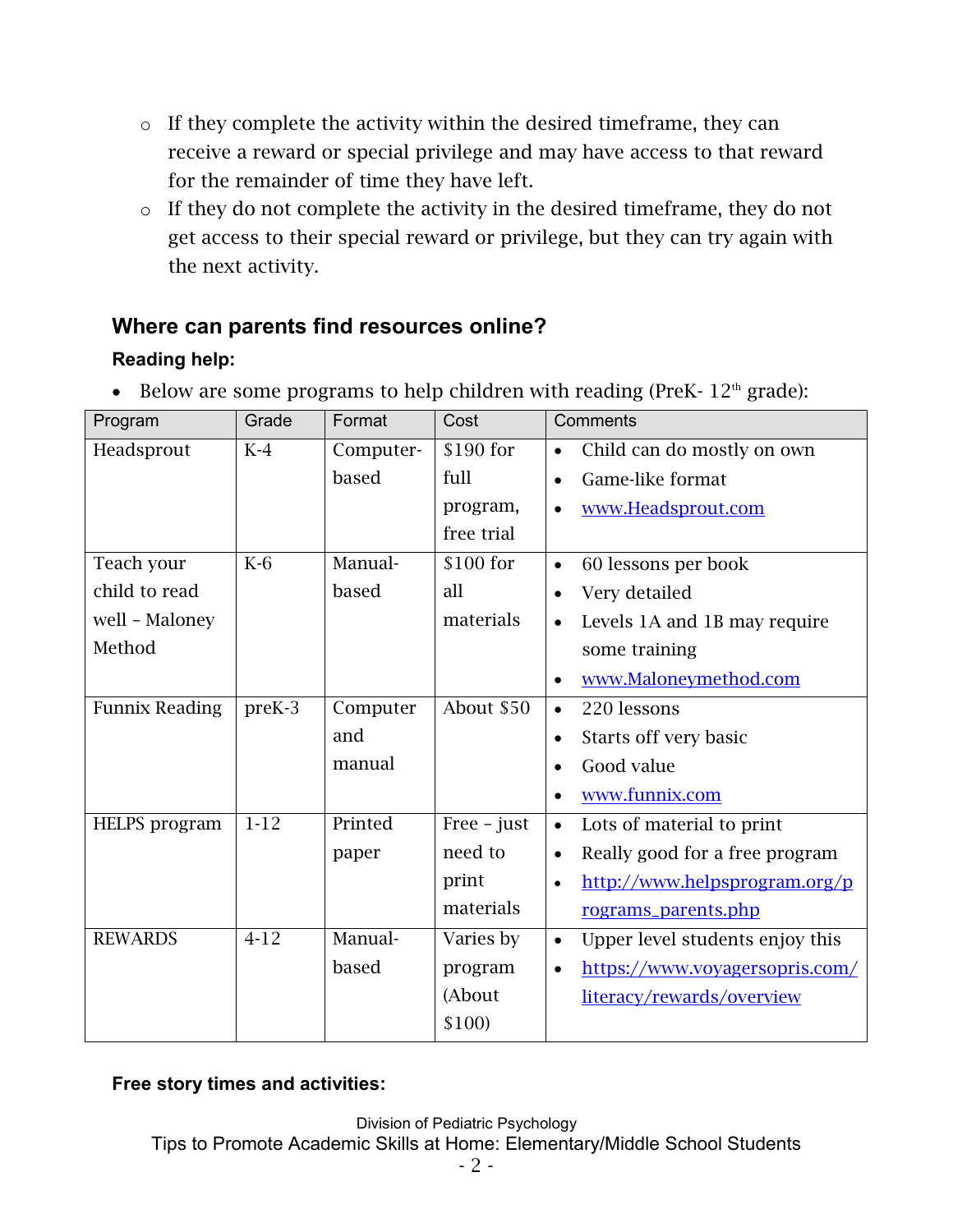- If they complete the activity within the desired timeframe, they can receive a reward or special privilege and may have access to that reward for the remainder of time they have left.
- If they do not complete the activity in the desired timeframe, they do not get access to their special reward or privilege, but they can try again with the next activity.

## Where can parents find resources online?

**Reading help:**

- Below are some programs to help children with reading (PreK- 12th grade):

| Program | Grade | Format | Cost | Comments |
|---|---|---|---|---|
| Headsprout | K-4 | Computer-based | $190 for full program, free trial | • Child can do mostly on own<br>• Game-like format<br>• www.Headsprout.com |
| Teach your child to read well – Maloney Method | K-6 | Manual-based | $100 for all materials | • 60 lessons per book<br>• Very detailed<br>• Levels 1A and 1B may require some training<br>• www.Maloneymethod.com |
| Funnix Reading | preK-3 | Computer and manual | About $50 | • 220 lessons<br>• Starts off very basic<br>• Good value<br>• www.funnix.com |
| HELPS program | 1-12 | Printed paper | Free – just need to print materials | • Lots of material to print<br>• Really good for a free program<br>• http://www.helpsprogram.org/programs_parents.php |
| REWARDS | 4-12 | Manual-based | Varies by program (About $100) | • Upper level students enjoy this<br>• https://www.voyagersopris.com/literacy/rewards/overview |

**Free story times and activities:**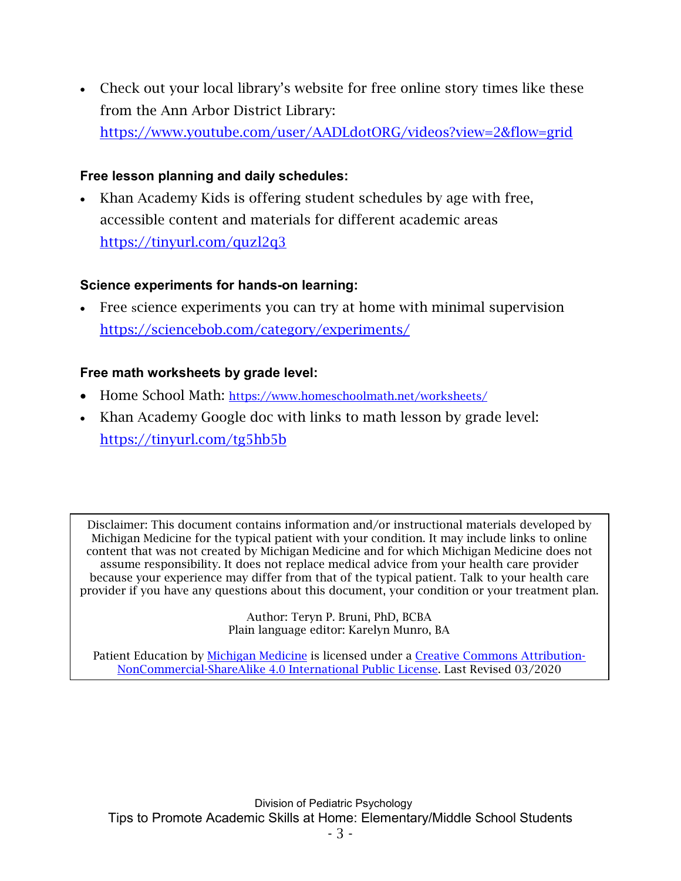- Check out your local library's website for free online story times like these from the Ann Arbor District Library: https://www.youtube.com/user/AADLdotORG/videos?view=2&flow=grid

**Free lesson planning and daily schedules:**

- Khan Academy Kids is offering student schedules by age with free, accessible content and materials for different academic areas https://tinyurl.com/quzl2q3

**Science experiments for hands-on learning:**

- Free science experiments you can try at home with minimal supervision https://sciencebob.com/category/experiments/

**Free math worksheets by grade level:**

- Home School Math: https://www.homeschoolmath.net/worksheets/
- Khan Academy Google doc with links to math lesson by grade level: https://tinyurl.com/tg5hb5b

Disclaimer: This document contains information and/or instructional materials developed by Michigan Medicine for the typical patient with your condition. It may include links to online content that was not created by Michigan Medicine and for which Michigan Medicine does not assume responsibility. It does not replace medical advice from your health care provider because your experience may differ from that of the typical patient. Talk to your health care provider if you have any questions about this document, your condition or your treatment plan.

Author: Teryn P. Bruni, PhD, BCBA
Plain language editor: Karelyn Munro, BA

Patient Education by Michigan Medicine is licensed under a Creative Commons Attribution-NonCommercial-ShareAlike 4.0 International Public License. Last Revised 03/2020